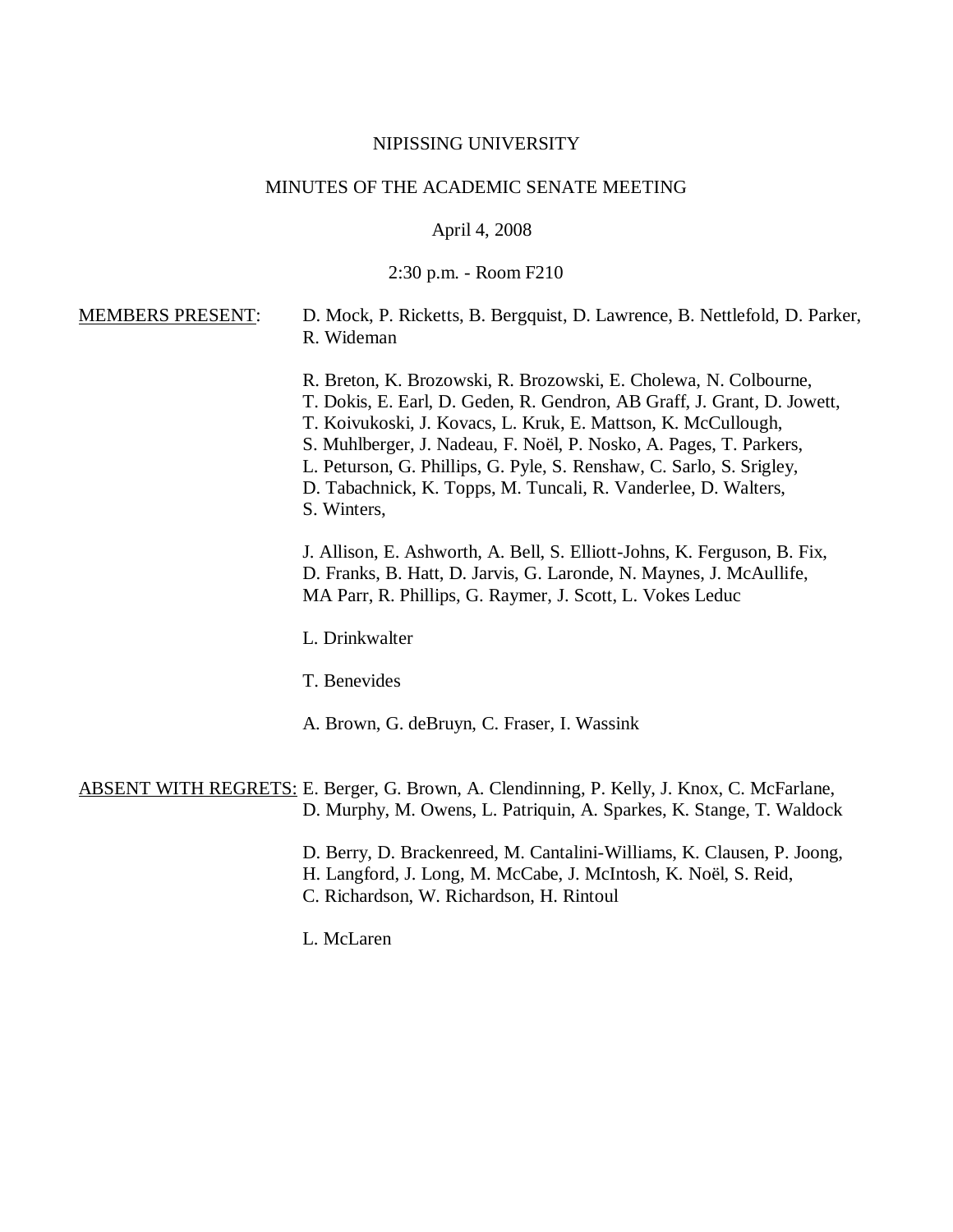NIPISSING UNIVERSITY

MINUTES OF THE ACADEMIC SENATE MEETING

April 4, 2008

2:30 p.m. - Room F210

MEMBERS PRESENT:

D. Mock, P. Ricketts, B. Bergquist, D. Lawrence, B. Nettlefold, D. Parker, R. Wideman

R. Breton, K. Brozowski, R. Brozowski, E. Cholewa, N. Colbourne, T. Dokis, E. Earl, D. Geden, R. Gendron, AB Graff, J. Grant, D. Jowett, T. Koivukoski, J. Kovacs, L. Kruk, E. Mattson, K. McCullough, S. Muhlberger, J. Nadeau, F. Noël, P. Nosko, A. Pages, T. Parkers, L. Peturson, G. Phillips, G. Pyle, S. Renshaw, C. Sarlo, S. Srigley, D. Tabachnick, K. Topps, M. Tuncali, R. Vanderlee, D. Walters, S. Winters,

J. Allison, E. Ashworth, A. Bell, S. Elliott-Johns, K. Ferguson, B. Fix, D. Franks, B. Hatt, D. Jarvis, G. Laronde, N. Maynes, J. McAullife, MA Parr, R. Phillips, G. Raymer, J. Scott, L. Vokes Leduc

L. Drinkwalter

T. Benevides

A. Brown, G. deBruyn, C. Fraser, I. Wassink

ABSENT WITH REGRETS:

E. Berger, G. Brown, A. Clendinning, P. Kelly, J. Knox, C. McFarlane, D. Murphy, M. Owens, L. Patriquin, A. Sparkes, K. Stange, T. Waldock

D. Berry, D. Brackenreed, M. Cantalini-Williams, K. Clausen, P. Joong, H. Langford, J. Long, M. McCabe, J. McIntosh, K. Noël, S. Reid, C. Richardson, W. Richardson, H. Rintoul

L. McLaren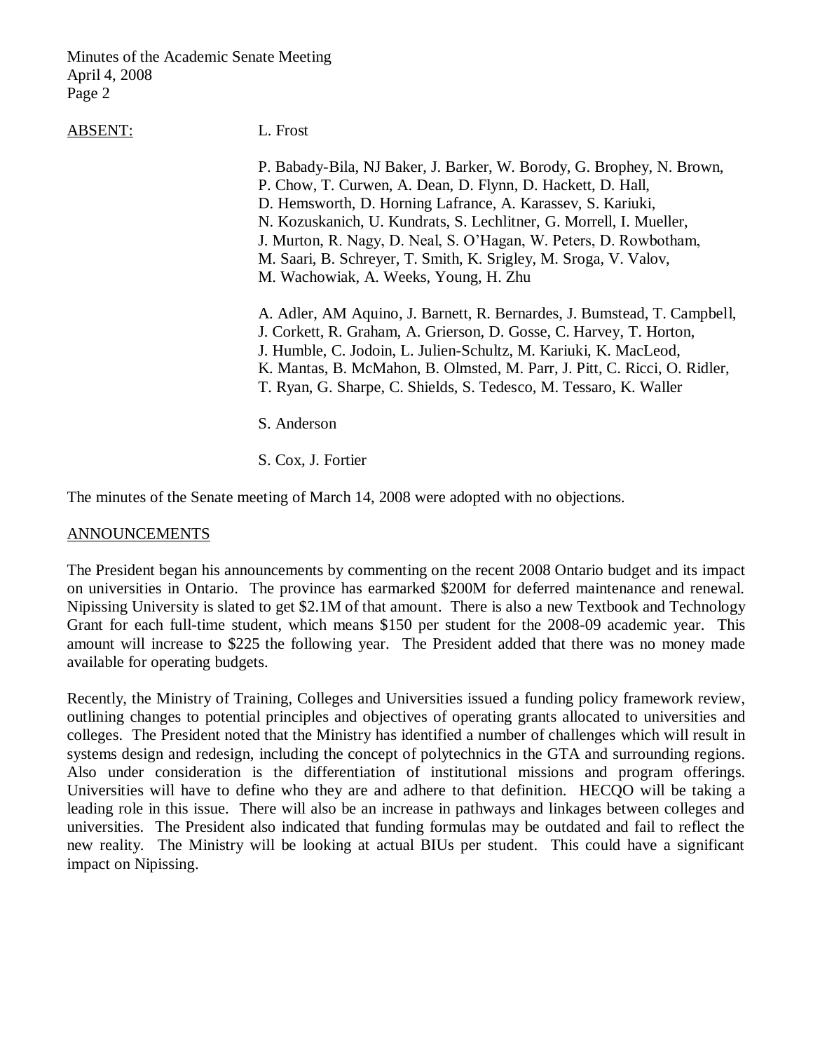ABSENT: L. Frost

P. Babady-Bila, NJ Baker, J. Barker, W. Borody, G. Brophey, N. Brown, P. Chow, T. Curwen, A. Dean, D. Flynn, D. Hackett, D. Hall, D. Hemsworth, D. Horning Lafrance, A. Karassev, S. Kariuki, N. Kozuskanich, U. Kundrats, S. Lechlitner, G. Morrell, I. Mueller, J. Murton, R. Nagy, D. Neal, S. O'Hagan, W. Peters, D. Rowbotham, M. Saari, B. Schreyer, T. Smith, K. Srigley, M. Sroga, V. Valov, M. Wachowiak, A. Weeks, Young, H. Zhu

A. Adler, AM Aquino, J. Barnett, R. Bernardes, J. Bumstead, T. Campbell, J. Corkett, R. Graham, A. Grierson, D. Gosse, C. Harvey, T. Horton, J. Humble, C. Jodoin, L. Julien-Schultz, M. Kariuki, K. MacLeod, K. Mantas, B. McMahon, B. Olmsted, M. Parr, J. Pitt, C. Ricci, O. Ridler, T. Ryan, G. Sharpe, C. Shields, S. Tedesco, M. Tessaro, K. Waller

S. Anderson

S. Cox, J. Fortier

The minutes of the Senate meeting of March 14, 2008 were adopted with no objections.

## ANNOUNCEMENTS

The President began his announcements by commenting on the recent 2008 Ontario budget and its impact on universities in Ontario. The province has earmarked $200M for deferred maintenance and renewal. Nipissing University is slated to get $2.1M of that amount. There is also a new Textbook and Technology Grant for each full-time student, which means $150 per student for the 2008-09 academic year. This amount will increase to $225 the following year. The President added that there was no money made available for operating budgets.

Recently, the Ministry of Training, Colleges and Universities issued a funding policy framework review, outlining changes to potential principles and objectives of operating grants allocated to universities and colleges. The President noted that the Ministry has identified a number of challenges which will result in systems design and redesign, including the concept of polytechnics in the GTA and surrounding regions. Also under consideration is the differentiation of institutional missions and program offerings. Universities will have to define who they are and adhere to that definition. HECQO will be taking a leading role in this issue. There will also be an increase in pathways and linkages between colleges and universities. The President also indicated that funding formulas may be outdated and fail to reflect the new reality. The Ministry will be looking at actual BIUs per student. This could have a significant impact on Nipissing.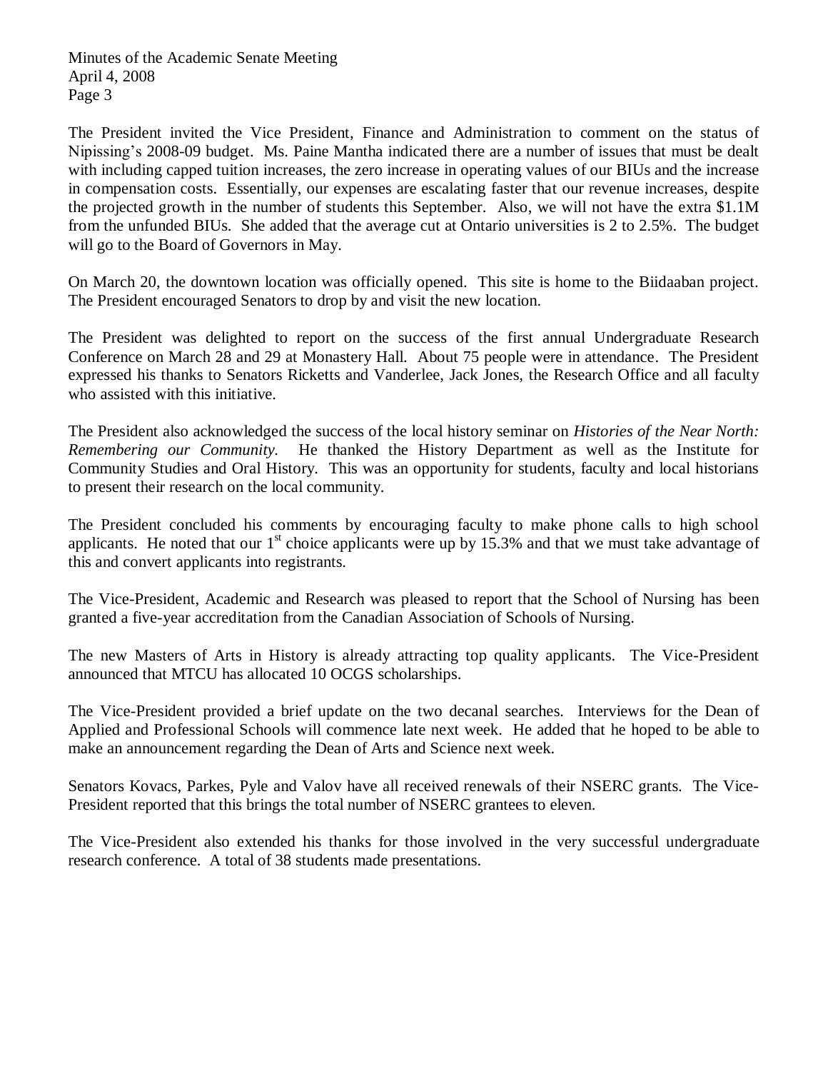The President invited the Vice President, Finance and Administration to comment on the status of Nipissing's 2008-09 budget. Ms. Paine Mantha indicated there are a number of issues that must be dealt with including capped tuition increases, the zero increase in operating values of our BIUs and the increase in compensation costs. Essentially, our expenses are escalating faster that our revenue increases, despite the projected growth in the number of students this September. Also, we will not have the extra \$1.1M from the unfunded BIUs. She added that the average cut at Ontario universities is 2 to 2.5%. The budget will go to the Board of Governors in May.

On March 20, the downtown location was officially opened. This site is home to the Biidaaban project. The President encouraged Senators to drop by and visit the new location.

The President was delighted to report on the success of the first annual Undergraduate Research Conference on March 28 and 29 at Monastery Hall. About 75 people were in attendance. The President expressed his thanks to Senators Ricketts and Vanderlee, Jack Jones, the Research Office and all faculty who assisted with this initiative.

The President also acknowledged the success of the local history seminar on *Histories of the Near North: Remembering our Community.* He thanked the History Department as well as the Institute for Community Studies and Oral History. This was an opportunity for students, faculty and local historians to present their research on the local community.

The President concluded his comments by encouraging faculty to make phone calls to high school applicants. He noted that our 1st choice applicants were up by 15.3% and that we must take advantage of this and convert applicants into registrants.

The Vice-President, Academic and Research was pleased to report that the School of Nursing has been granted a five-year accreditation from the Canadian Association of Schools of Nursing.

The new Masters of Arts in History is already attracting top quality applicants. The Vice-President announced that MTCU has allocated 10 OCGS scholarships.

The Vice-President provided a brief update on the two decanal searches. Interviews for the Dean of Applied and Professional Schools will commence late next week. He added that he hoped to be able to make an announcement regarding the Dean of Arts and Science next week.

Senators Kovacs, Parkes, Pyle and Valov have all received renewals of their NSERC grants. The Vice-President reported that this brings the total number of NSERC grantees to eleven.

The Vice-President also extended his thanks for those involved in the very successful undergraduate research conference. A total of 38 students made presentations.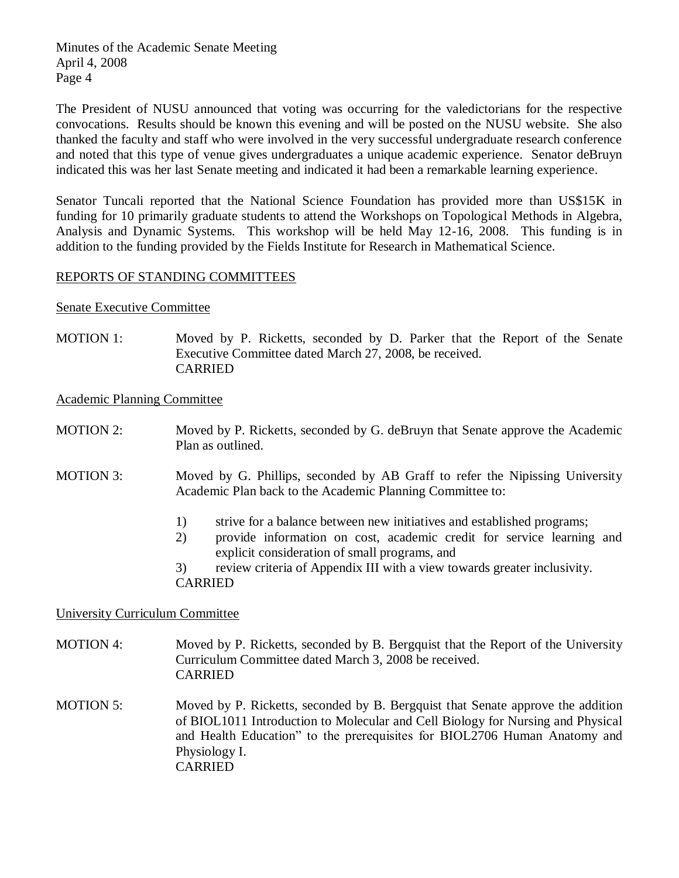The President of NUSU announced that voting was occurring for the valedictorians for the respective convocations. Results should be known this evening and will be posted on the NUSU website. She also thanked the faculty and staff who were involved in the very successful undergraduate research conference and noted that this type of venue gives undergraduates a unique academic experience. Senator deBruyn indicated this was her last Senate meeting and indicated it had been a remarkable learning experience.

Senator Tuncali reported that the National Science Foundation has provided more than US$15K in funding for 10 primarily graduate students to attend the Workshops on Topological Methods in Algebra, Analysis and Dynamic Systems. This workshop will be held May 12-16, 2008. This funding is in addition to the funding provided by the Fields Institute for Research in Mathematical Science.

## REPORTS OF STANDING COMMITTEES

### Senate Executive Committee

MOTION 1: Moved by P. Ricketts, seconded by D. Parker that the Report of the Senate Executive Committee dated March 27, 2008, be received.
CARRIED

### Academic Planning Committee

MOTION 2: Moved by P. Ricketts, seconded by G. deBruyn that Senate approve the Academic Plan as outlined.

MOTION 3: Moved by G. Phillips, seconded by AB Graff to refer the Nipissing University Academic Plan back to the Academic Planning Committee to:

1) strive for a balance between new initiatives and established programs;
2) provide information on cost, academic credit for service learning and explicit consideration of small programs, and
3) review criteria of Appendix III with a view towards greater inclusivity.

CARRIED

### University Curriculum Committee

MOTION 4: Moved by P. Ricketts, seconded by B. Bergquist that the Report of the University Curriculum Committee dated March 3, 2008 be received.
CARRIED

MOTION 5: Moved by P. Ricketts, seconded by B. Bergquist that Senate approve the addition of BIOL1011 Introduction to Molecular and Cell Biology for Nursing and Physical and Health Education" to the prerequisites for BIOL2706 Human Anatomy and Physiology I.
CARRIED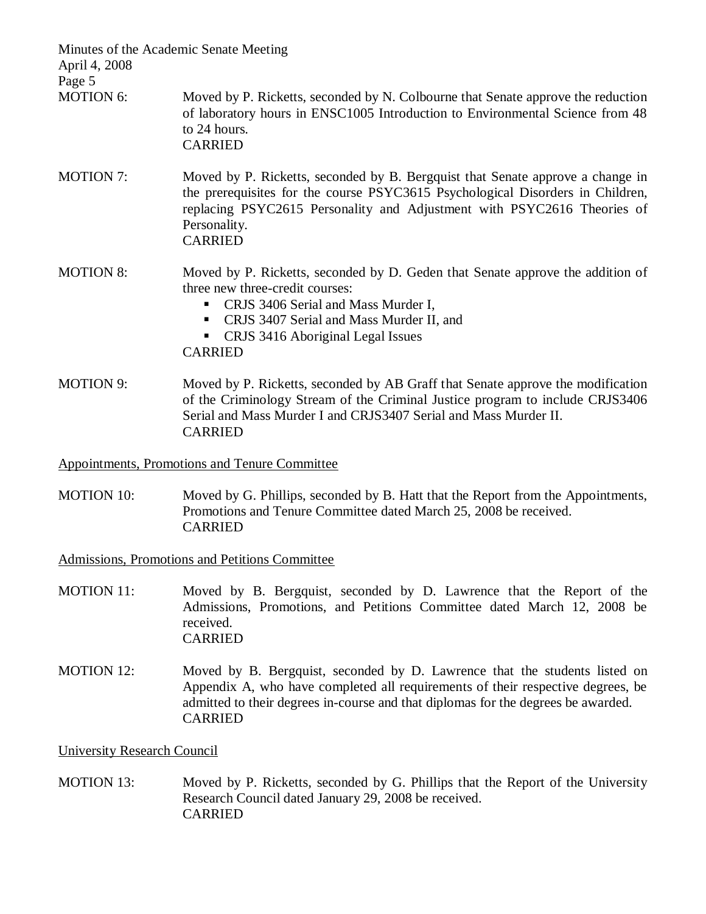MOTION 6: Moved by P. Ricketts, seconded by N. Colbourne that Senate approve the reduction of laboratory hours in ENSC1005 Introduction to Environmental Science from 48 to 24 hours.
CARRIED

MOTION 7: Moved by P. Ricketts, seconded by B. Bergquist that Senate approve a change in the prerequisites for the course PSYC3615 Psychological Disorders in Children, replacing PSYC2615 Personality and Adjustment with PSYC2616 Theories of Personality.
CARRIED

MOTION 8: Moved by P. Ricketts, seconded by D. Geden that Senate approve the addition of three new three-credit courses:

- CRJS 3406 Serial and Mass Murder I,
- CRJS 3407 Serial and Mass Murder II, and
- CRJS 3416 Aboriginal Legal Issues

CARRIED

MOTION 9: Moved by P. Ricketts, seconded by AB Graff that Senate approve the modification of the Criminology Stream of the Criminal Justice program to include CRJS3406 Serial and Mass Murder I and CRJS3407 Serial and Mass Murder II.
CARRIED

Appointments, Promotions and Tenure Committee

MOTION 10: Moved by G. Phillips, seconded by B. Hatt that the Report from the Appointments, Promotions and Tenure Committee dated March 25, 2008 be received.
CARRIED

Admissions, Promotions and Petitions Committee

MOTION 11: Moved by B. Bergquist, seconded by D. Lawrence that the Report of the Admissions, Promotions, and Petitions Committee dated March 12, 2008 be received.
CARRIED

MOTION 12: Moved by B. Bergquist, seconded by D. Lawrence that the students listed on Appendix A, who have completed all requirements of their respective degrees, be admitted to their degrees in-course and that diplomas for the degrees be awarded.
CARRIED

University Research Council

MOTION 13: Moved by P. Ricketts, seconded by G. Phillips that the Report of the University Research Council dated January 29, 2008 be received.
CARRIED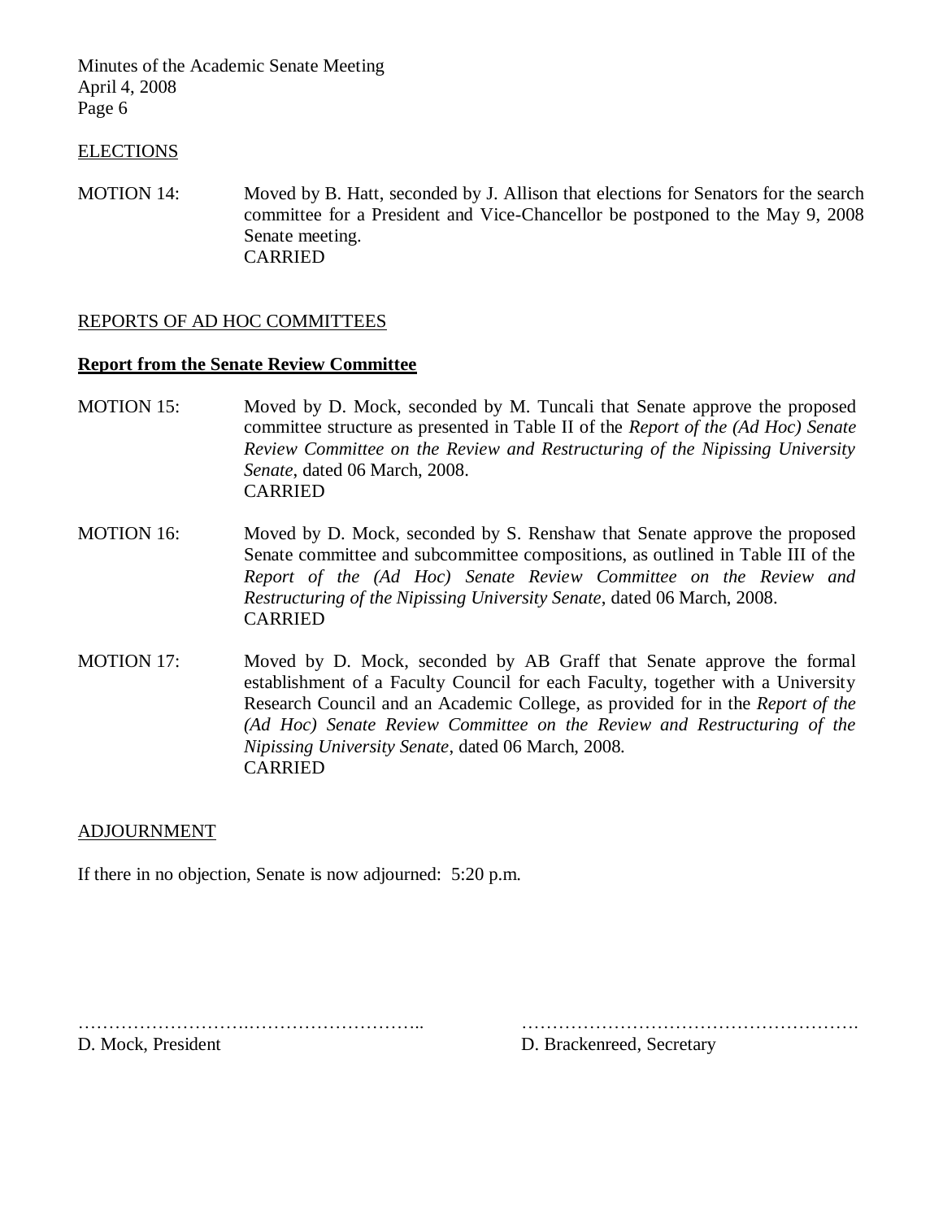## ELECTIONS

MOTION 14: Moved by B. Hatt, seconded by J. Allison that elections for Senators for the search committee for a President and Vice-Chancellor be postponed to the May 9, 2008 Senate meeting.
CARRIED

## REPORTS OF AD HOC COMMITTEES

### Report from the Senate Review Committee

MOTION 15: Moved by D. Mock, seconded by M. Tuncali that Senate approve the proposed committee structure as presented in Table II of the *Report of the (Ad Hoc) Senate Review Committee on the Review and Restructuring of the Nipissing University Senate*, dated 06 March, 2008.
CARRIED

MOTION 16: Moved by D. Mock, seconded by S. Renshaw that Senate approve the proposed Senate committee and subcommittee compositions, as outlined in Table III of the *Report of the (Ad Hoc) Senate Review Committee on the Review and Restructuring of the Nipissing University Senate*, dated 06 March, 2008.
CARRIED

MOTION 17: Moved by D. Mock, seconded by AB Graff that Senate approve the formal establishment of a Faculty Council for each Faculty, together with a University Research Council and an Academic College, as provided for in the *Report of the (Ad Hoc) Senate Review Committee on the Review and Restructuring of the Nipissing University Senate*, dated 06 March, 2008.
CARRIED

## ADJOURNMENT

If there in no objection, Senate is now adjourned: 5:20 p.m.

………………………………………………..
D. Mock, President

……………………………………………….
D. Brackenreed, Secretary